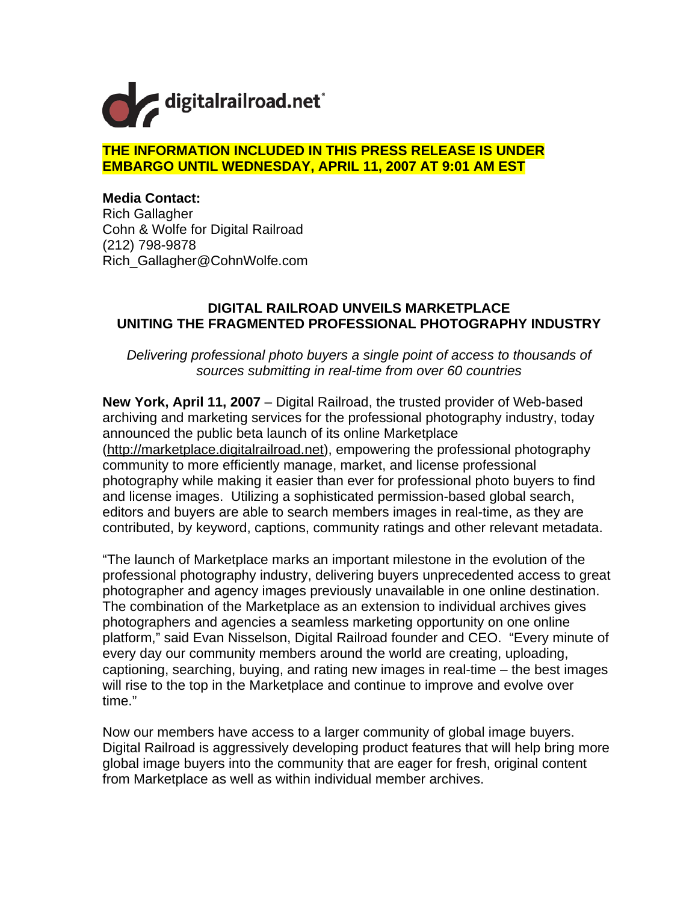digitalrailroad.net

**THE INFORMATION INCLUDED IN THIS PRESS RELEASE IS UNDER EMBARGO UNTIL WEDNESDAY, APRIL 11, 2007 AT 9:01 AM EST**

**Media Contact:**
Rich Gallagher
Cohn & Wolfe for Digital Railroad
(212) 798-9878
Rich_Gallagher@CohnWolfe.com

## DIGITAL RAILROAD UNVEILS MARKETPLACE UNITING THE FRAGMENTED PROFESSIONAL PHOTOGRAPHY INDUSTRY

*Delivering professional photo buyers a single point of access to thousands of sources submitting in real-time from over 60 countries*

**New York, April 11, 2007** – Digital Railroad, the trusted provider of Web-based archiving and marketing services for the professional photography industry, today announced the public beta launch of its online Marketplace (http://marketplace.digitalrailroad.net), empowering the professional photography community to more efficiently manage, market, and license professional photography while making it easier than ever for professional photo buyers to find and license images. Utilizing a sophisticated permission-based global search, editors and buyers are able to search members images in real-time, as they are contributed, by keyword, captions, community ratings and other relevant metadata.

"The launch of Marketplace marks an important milestone in the evolution of the professional photography industry, delivering buyers unprecedented access to great photographer and agency images previously unavailable in one online destination. The combination of the Marketplace as an extension to individual archives gives photographers and agencies a seamless marketing opportunity on one online platform," said Evan Nisselson, Digital Railroad founder and CEO. "Every minute of every day our community members around the world are creating, uploading, captioning, searching, buying, and rating new images in real-time – the best images will rise to the top in the Marketplace and continue to improve and evolve over time."

Now our members have access to a larger community of global image buyers. Digital Railroad is aggressively developing product features that will help bring more global image buyers into the community that are eager for fresh, original content from Marketplace as well as within individual member archives.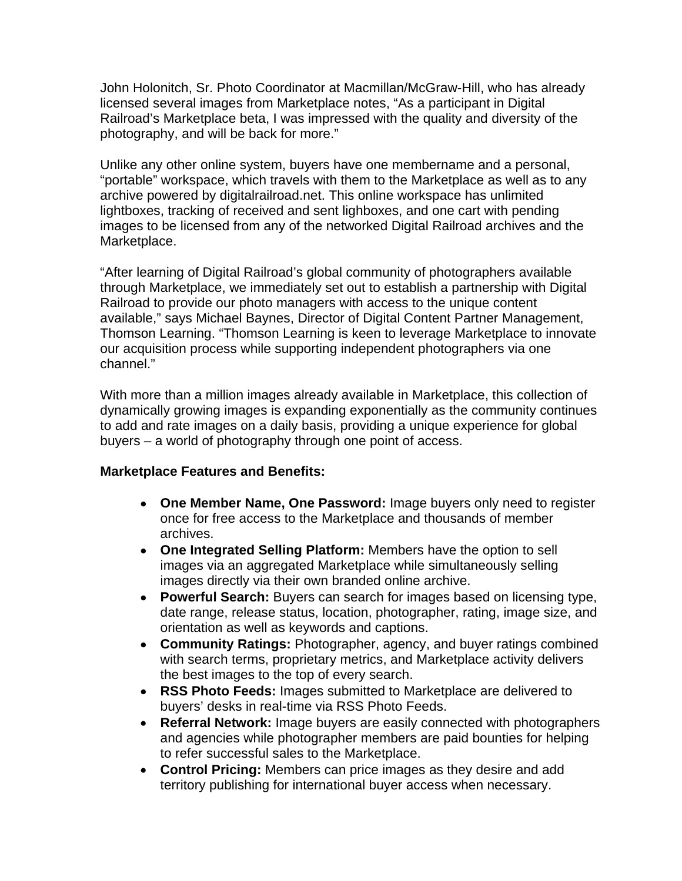John Holonitch, Sr. Photo Coordinator at Macmillan/McGraw-Hill, who has already licensed several images from Marketplace notes, "As a participant in Digital Railroad's Marketplace beta, I was impressed with the quality and diversity of the photography, and will be back for more."

Unlike any other online system, buyers have one membername and a personal, "portable" workspace, which travels with them to the Marketplace as well as to any archive powered by digitalrailroad.net. This online workspace has unlimited lightboxes, tracking of received and sent lighboxes, and one cart with pending images to be licensed from any of the networked Digital Railroad archives and the Marketplace.

"After learning of Digital Railroad's global community of photographers available through Marketplace, we immediately set out to establish a partnership with Digital Railroad to provide our photo managers with access to the unique content available," says Michael Baynes, Director of Digital Content Partner Management, Thomson Learning. "Thomson Learning is keen to leverage Marketplace to innovate our acquisition process while supporting independent photographers via one channel."

With more than a million images already available in Marketplace, this collection of dynamically growing images is expanding exponentially as the community continues to add and rate images on a daily basis, providing a unique experience for global buyers – a world of photography through one point of access.

**Marketplace Features and Benefits:**

- **One Member Name, One Password:** Image buyers only need to register once for free access to the Marketplace and thousands of member archives.
- **One Integrated Selling Platform:** Members have the option to sell images via an aggregated Marketplace while simultaneously selling images directly via their own branded online archive.
- **Powerful Search:** Buyers can search for images based on licensing type, date range, release status, location, photographer, rating, image size, and orientation as well as keywords and captions.
- **Community Ratings:** Photographer, agency, and buyer ratings combined with search terms, proprietary metrics, and Marketplace activity delivers the best images to the top of every search.
- **RSS Photo Feeds:** Images submitted to Marketplace are delivered to buyers' desks in real-time via RSS Photo Feeds.
- **Referral Network:** Image buyers are easily connected with photographers and agencies while photographer members are paid bounties for helping to refer successful sales to the Marketplace.
- **Control Pricing:** Members can price images as they desire and add territory publishing for international buyer access when necessary.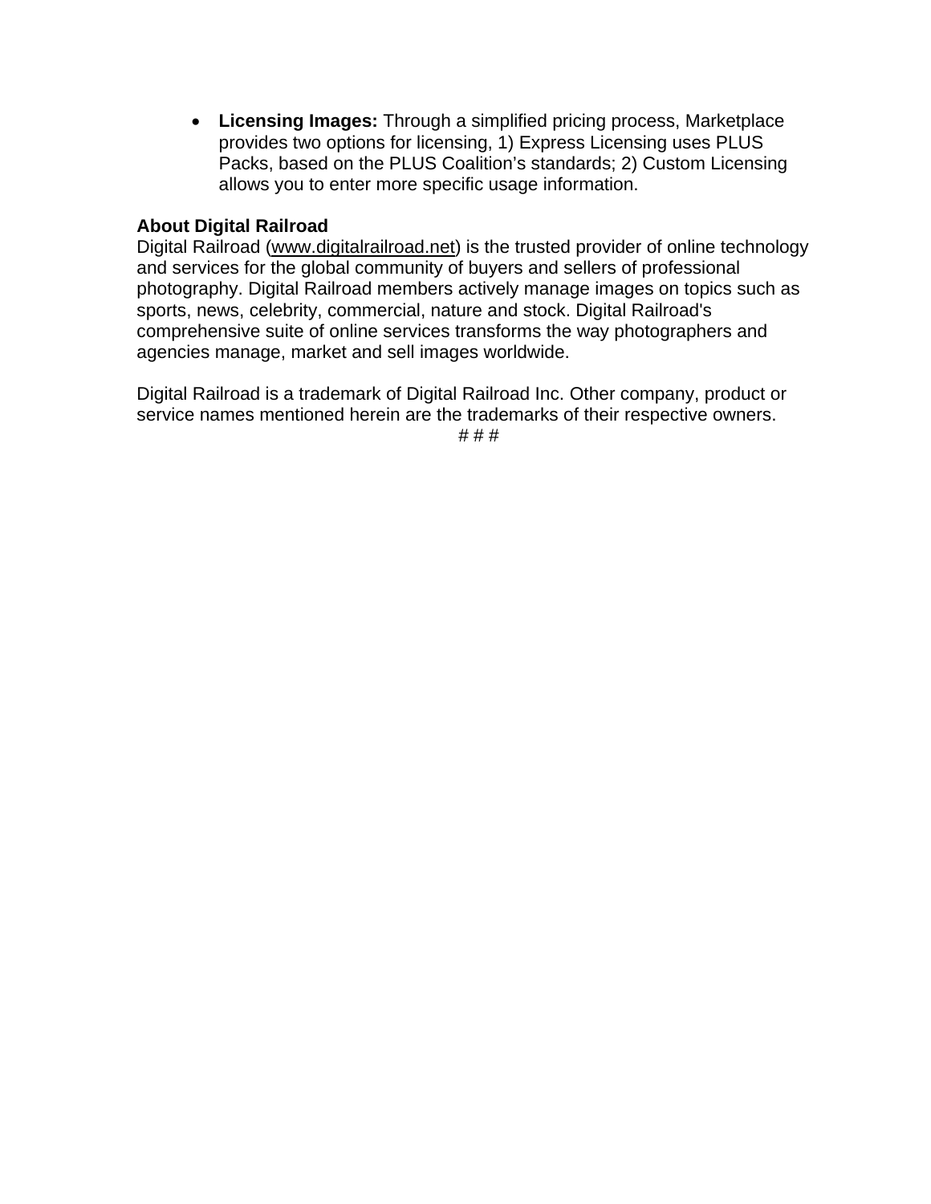- **Licensing Images:** Through a simplified pricing process, Marketplace provides two options for licensing, 1) Express Licensing uses PLUS Packs, based on the PLUS Coalition's standards; 2) Custom Licensing allows you to enter more specific usage information.

**About Digital Railroad**

Digital Railroad (www.digitalrailroad.net) is the trusted provider of online technology and services for the global community of buyers and sellers of professional photography. Digital Railroad members actively manage images on topics such as sports, news, celebrity, commercial, nature and stock. Digital Railroad's comprehensive suite of online services transforms the way photographers and agencies manage, market and sell images worldwide.

Digital Railroad is a trademark of Digital Railroad Inc. Other company, product or service names mentioned herein are the trademarks of their respective owners.

# # #